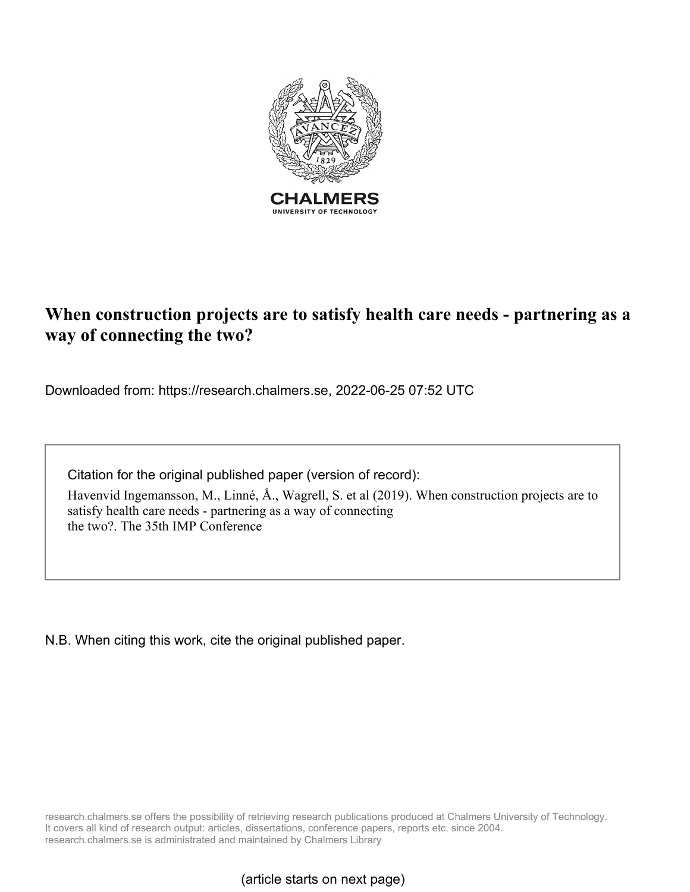CHALMERS
UNIVERSITY OF TECHNOLOGY

# When construction projects are to satisfy health care needs - partnering as a way of connecting the two?

Downloaded from: https://research.chalmers.se, 2022-06-25 07:52 UTC

Citation for the original published paper (version of record):
Havenvid Ingemansson, M., Linné, Å., Wagrell, S. et al (2019). When construction projects are to satisfy health care needs - partnering as a way of connecting the two?. The 35th IMP Conference

N.B. When citing this work, cite the original published paper.

research.chalmers.se offers the possibility of retrieving research publications produced at Chalmers University of Technology. It covers all kind of research output: articles, dissertations, conference papers, reports etc. since 2004. research.chalmers.se is administrated and maintained by Chalmers Library

(article starts on next page)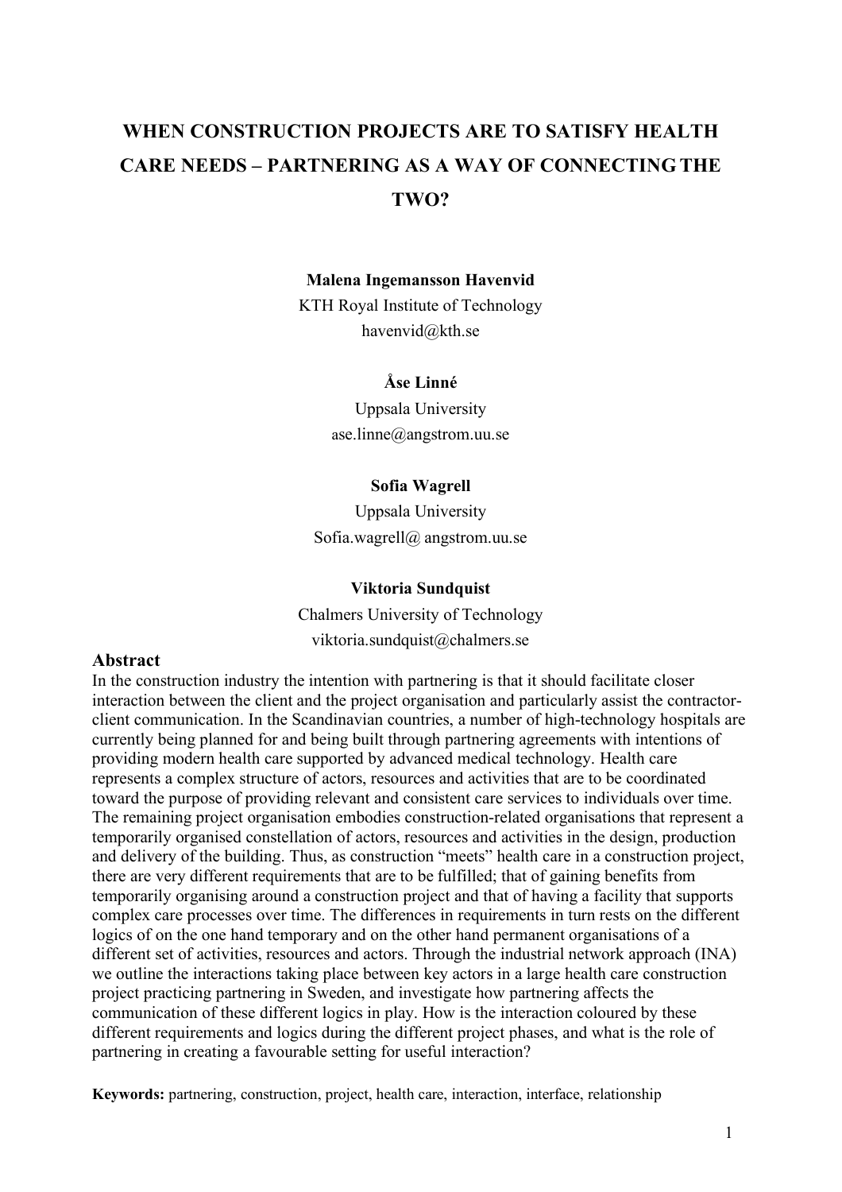# WHEN CONSTRUCTION PROJECTS ARE TO SATISFY HEALTH CARE NEEDS – PARTNERING AS A WAY OF CONNECTING THE TWO?

**Malena Ingemansson Havenvid**
KTH Royal Institute of Technology
havenvid@kth.se

**Åse Linné**
Uppsala University
ase.linne@angstrom.uu.se

**Sofia Wagrell**
Uppsala University
Sofia.wagrell@ angstrom.uu.se

**Viktoria Sundquist**
Chalmers University of Technology
viktoria.sundquist@chalmers.se

## Abstract

In the construction industry the intention with partnering is that it should facilitate closer interaction between the client and the project organisation and particularly assist the contractor-client communication. In the Scandinavian countries, a number of high-technology hospitals are currently being planned for and being built through partnering agreements with intentions of providing modern health care supported by advanced medical technology. Health care represents a complex structure of actors, resources and activities that are to be coordinated toward the purpose of providing relevant and consistent care services to individuals over time. The remaining project organisation embodies construction-related organisations that represent a temporarily organised constellation of actors, resources and activities in the design, production and delivery of the building. Thus, as construction "meets" health care in a construction project, there are very different requirements that are to be fulfilled; that of gaining benefits from temporarily organising around a construction project and that of having a facility that supports complex care processes over time. The differences in requirements in turn rests on the different logics of on the one hand temporary and on the other hand permanent organisations of a different set of activities, resources and actors. Through the industrial network approach (INA) we outline the interactions taking place between key actors in a large health care construction project practicing partnering in Sweden, and investigate how partnering affects the communication of these different logics in play. How is the interaction coloured by these different requirements and logics during the different project phases, and what is the role of partnering in creating a favourable setting for useful interaction?

**Keywords:** partnering, construction, project, health care, interaction, interface, relationship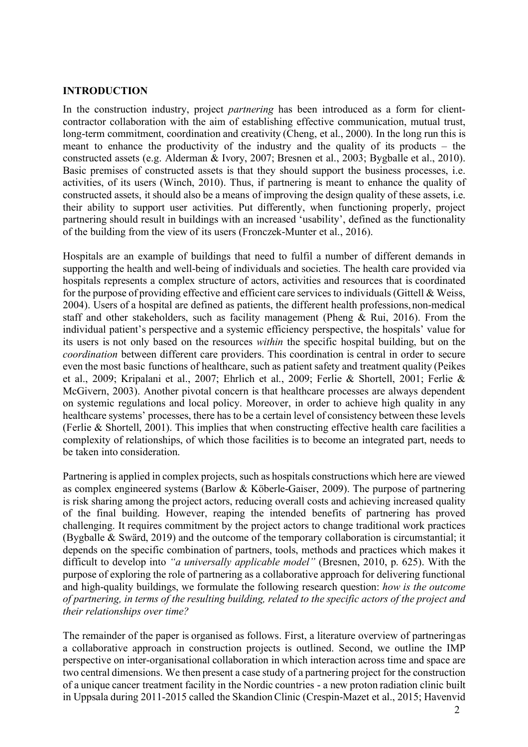## INTRODUCTION

In the construction industry, project *partnering* has been introduced as a form for client-contractor collaboration with the aim of establishing effective communication, mutual trust, long-term commitment, coordination and creativity (Cheng, et al., 2000). In the long run this is meant to enhance the productivity of the industry and the quality of its products – the constructed assets (e.g. Alderman & Ivory, 2007; Bresnen et al., 2003; Bygballe et al., 2010). Basic premises of constructed assets is that they should support the business processes, i.e. activities, of its users (Winch, 2010). Thus, if partnering is meant to enhance the quality of constructed assets, it should also be a means of improving the design quality of these assets, i.e. their ability to support user activities. Put differently, when functioning properly, project partnering should result in buildings with an increased 'usability', defined as the functionality of the building from the view of its users (Fronczek-Munter et al., 2016).

Hospitals are an example of buildings that need to fulfil a number of different demands in supporting the health and well-being of individuals and societies. The health care provided via hospitals represents a complex structure of actors, activities and resources that is coordinated for the purpose of providing effective and efficient care services to individuals (Gittell & Weiss, 2004). Users of a hospital are defined as patients, the different health professions, non-medical staff and other stakeholders, such as facility management (Pheng & Rui, 2016). From the individual patient's perspective and a systemic efficiency perspective, the hospitals' value for its users is not only based on the resources *within* the specific hospital building, but on the *coordination* between different care providers. This coordination is central in order to secure even the most basic functions of healthcare, such as patient safety and treatment quality (Peikes et al., 2009; Kripalani et al., 2007; Ehrlich et al., 2009; Ferlie & Shortell, 2001; Ferlie & McGivern, 2003). Another pivotal concern is that healthcare processes are always dependent on systemic regulations and local policy. Moreover, in order to achieve high quality in any healthcare systems' processes, there has to be a certain level of consistency between these levels (Ferlie & Shortell, 2001). This implies that when constructing effective health care facilities a complexity of relationships, of which those facilities is to become an integrated part, needs to be taken into consideration.

Partnering is applied in complex projects, such as hospitals constructions which here are viewed as complex engineered systems (Barlow & Köberle-Gaiser, 2009). The purpose of partnering is risk sharing among the project actors, reducing overall costs and achieving increased quality of the final building. However, reaping the intended benefits of partnering has proved challenging. It requires commitment by the project actors to change traditional work practices (Bygballe & Swärd, 2019) and the outcome of the temporary collaboration is circumstantial; it depends on the specific combination of partners, tools, methods and practices which makes it difficult to develop into *"a universally applicable model"* (Bresnen, 2010, p. 625). With the purpose of exploring the role of partnering as a collaborative approach for delivering functional and high-quality buildings, we formulate the following research question: *how is the outcome of partnering, in terms of the resulting building, related to the specific actors of the project and their relationships over time?*

The remainder of the paper is organised as follows. First, a literature overview of partnering as a collaborative approach in construction projects is outlined. Second, we outline the IMP perspective on inter-organisational collaboration in which interaction across time and space are two central dimensions. We then present a case study of a partnering project for the construction of a unique cancer treatment facility in the Nordic countries - a new proton radiation clinic built in Uppsala during 2011-2015 called the Skandion Clinic (Crespin-Mazet et al., 2015; Havenvid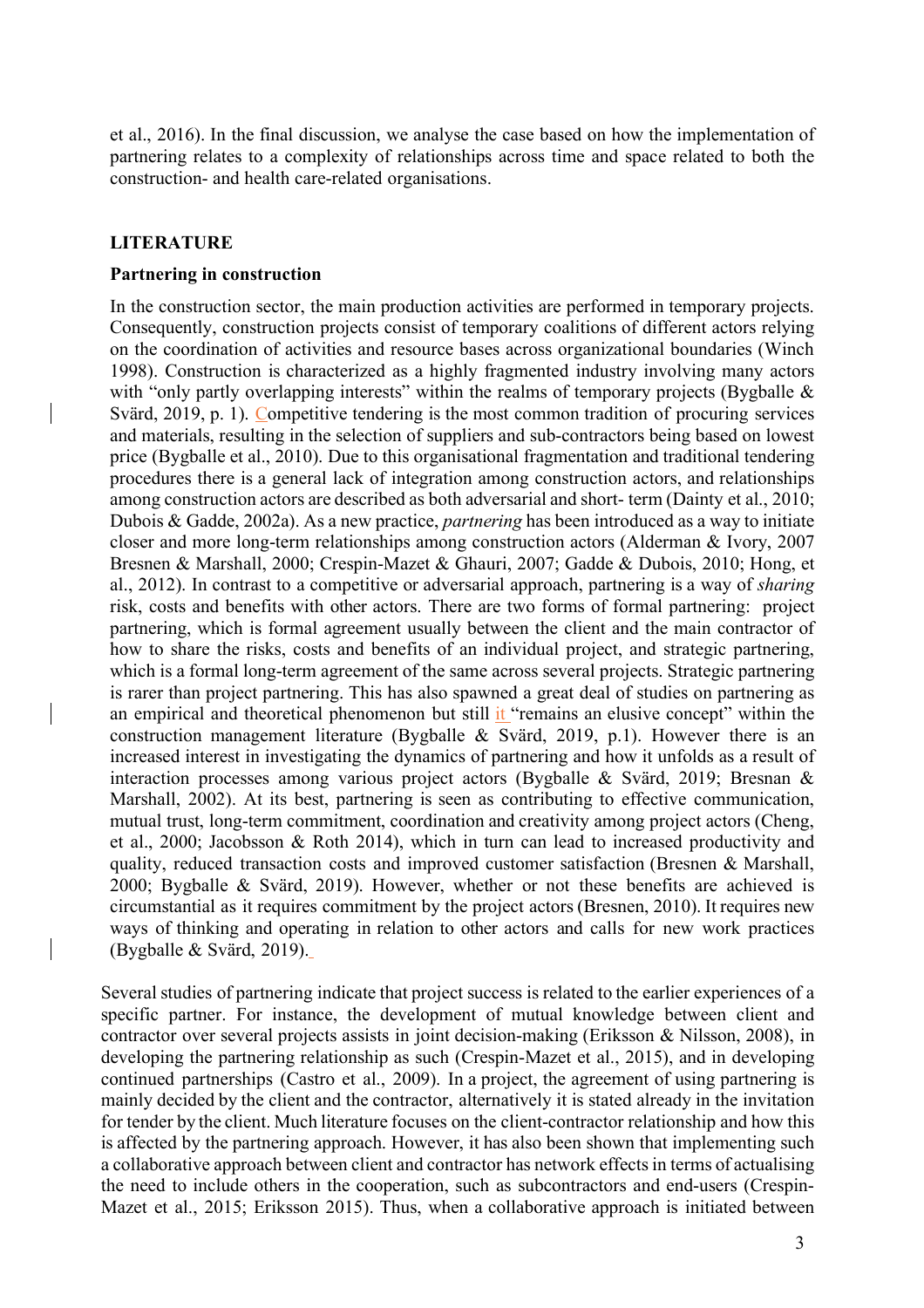et al., 2016). In the final discussion, we analyse the case based on how the implementation of partnering relates to a complexity of relationships across time and space related to both the construction- and health care-related organisations.

## LITERATURE

### Partnering in construction

In the construction sector, the main production activities are performed in temporary projects. Consequently, construction projects consist of temporary coalitions of different actors relying on the coordination of activities and resource bases across organizational boundaries (Winch 1998). Construction is characterized as a highly fragmented industry involving many actors with "only partly overlapping interests" within the realms of temporary projects (Bygballe & Svärd, 2019, p. 1). Competitive tendering is the most common tradition of procuring services and materials, resulting in the selection of suppliers and sub-contractors being based on lowest price (Bygballe et al., 2010). Due to this organisational fragmentation and traditional tendering procedures there is a general lack of integration among construction actors, and relationships among construction actors are described as both adversarial and short- term (Dainty et al., 2010; Dubois & Gadde, 2002a). As a new practice, *partnering* has been introduced as a way to initiate closer and more long-term relationships among construction actors (Alderman & Ivory, 2007 Bresnen & Marshall, 2000; Crespin-Mazet & Ghauri, 2007; Gadde & Dubois, 2010; Hong, et al., 2012). In contrast to a competitive or adversarial approach, partnering is a way of *sharing* risk, costs and benefits with other actors. There are two forms of formal partnering: project partnering, which is formal agreement usually between the client and the main contractor of how to share the risks, costs and benefits of an individual project, and strategic partnering, which is a formal long-term agreement of the same across several projects. Strategic partnering is rarer than project partnering. This has also spawned a great deal of studies on partnering as an empirical and theoretical phenomenon but still it "remains an elusive concept" within the construction management literature (Bygballe & Svärd, 2019, p.1). However there is an increased interest in investigating the dynamics of partnering and how it unfolds as a result of interaction processes among various project actors (Bygballe & Svärd, 2019; Bresnan & Marshall, 2002). At its best, partnering is seen as contributing to effective communication, mutual trust, long-term commitment, coordination and creativity among project actors (Cheng, et al., 2000; Jacobsson & Roth 2014), which in turn can lead to increased productivity and quality, reduced transaction costs and improved customer satisfaction (Bresnen & Marshall, 2000; Bygballe & Svärd, 2019). However, whether or not these benefits are achieved is circumstantial as it requires commitment by the project actors (Bresnen, 2010). It requires new ways of thinking and operating in relation to other actors and calls for new work practices (Bygballe & Svärd, 2019).

Several studies of partnering indicate that project success is related to the earlier experiences of a specific partner. For instance, the development of mutual knowledge between client and contractor over several projects assists in joint decision-making (Eriksson & Nilsson, 2008), in developing the partnering relationship as such (Crespin-Mazet et al., 2015), and in developing continued partnerships (Castro et al., 2009). In a project, the agreement of using partnering is mainly decided by the client and the contractor, alternatively it is stated already in the invitation for tender by the client. Much literature focuses on the client-contractor relationship and how this is affected by the partnering approach. However, it has also been shown that implementing such a collaborative approach between client and contractor has network effects in terms of actualising the need to include others in the cooperation, such as subcontractors and end-users (Crespin-Mazet et al., 2015; Eriksson 2015). Thus, when a collaborative approach is initiated between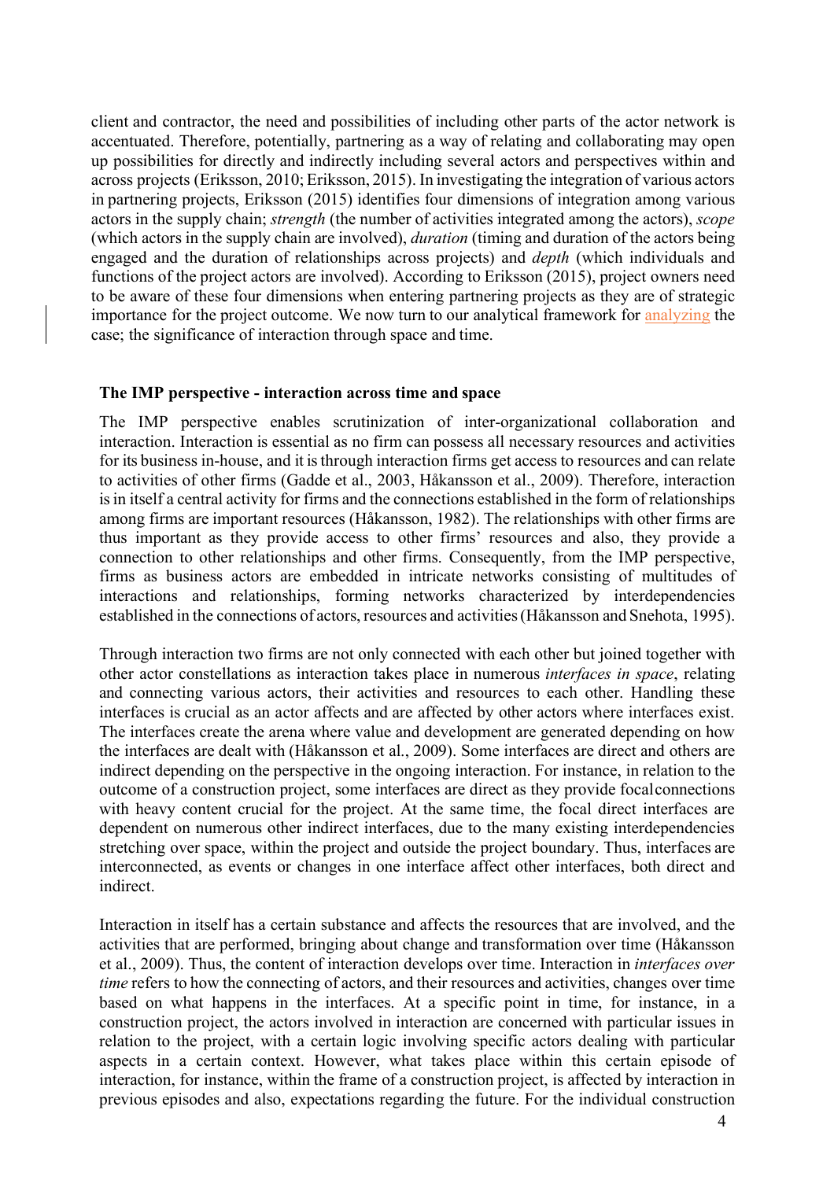client and contractor, the need and possibilities of including other parts of the actor network is accentuated. Therefore, potentially, partnering as a way of relating and collaborating may open up possibilities for directly and indirectly including several actors and perspectives within and across projects (Eriksson, 2010; Eriksson, 2015). In investigating the integration of various actors in partnering projects, Eriksson (2015) identifies four dimensions of integration among various actors in the supply chain; *strength* (the number of activities integrated among the actors), *scope* (which actors in the supply chain are involved), *duration* (timing and duration of the actors being engaged and the duration of relationships across projects) and *depth* (which individuals and functions of the project actors are involved). According to Eriksson (2015), project owners need to be aware of these four dimensions when entering partnering projects as they are of strategic importance for the project outcome. We now turn to our analytical framework for analyzing the case; the significance of interaction through space and time.

### The IMP perspective - interaction across time and space

The IMP perspective enables scrutinization of inter-organizational collaboration and interaction. Interaction is essential as no firm can possess all necessary resources and activities for its business in-house, and it is through interaction firms get access to resources and can relate to activities of other firms (Gadde et al., 2003, Håkansson et al., 2009). Therefore, interaction is in itself a central activity for firms and the connections established in the form of relationships among firms are important resources (Håkansson, 1982). The relationships with other firms are thus important as they provide access to other firms' resources and also, they provide a connection to other relationships and other firms. Consequently, from the IMP perspective, firms as business actors are embedded in intricate networks consisting of multitudes of interactions and relationships, forming networks characterized by interdependencies established in the connections of actors, resources and activities (Håkansson and Snehota, 1995).

Through interaction two firms are not only connected with each other but joined together with other actor constellations as interaction takes place in numerous *interfaces in space*, relating and connecting various actors, their activities and resources to each other. Handling these interfaces is crucial as an actor affects and are affected by other actors where interfaces exist. The interfaces create the arena where value and development are generated depending on how the interfaces are dealt with (Håkansson et al., 2009). Some interfaces are direct and others are indirect depending on the perspective in the ongoing interaction. For instance, in relation to the outcome of a construction project, some interfaces are direct as they provide focal connections with heavy content crucial for the project. At the same time, the focal direct interfaces are dependent on numerous other indirect interfaces, due to the many existing interdependencies stretching over space, within the project and outside the project boundary. Thus, interfaces are interconnected, as events or changes in one interface affect other interfaces, both direct and indirect.

Interaction in itself has a certain substance and affects the resources that are involved, and the activities that are performed, bringing about change and transformation over time (Håkansson et al., 2009). Thus, the content of interaction develops over time. Interaction in *interfaces over time* refers to how the connecting of actors, and their resources and activities, changes over time based on what happens in the interfaces. At a specific point in time, for instance, in a construction project, the actors involved in interaction are concerned with particular issues in relation to the project, with a certain logic involving specific actors dealing with particular aspects in a certain context. However, what takes place within this certain episode of interaction, for instance, within the frame of a construction project, is affected by interaction in previous episodes and also, expectations regarding the future. For the individual construction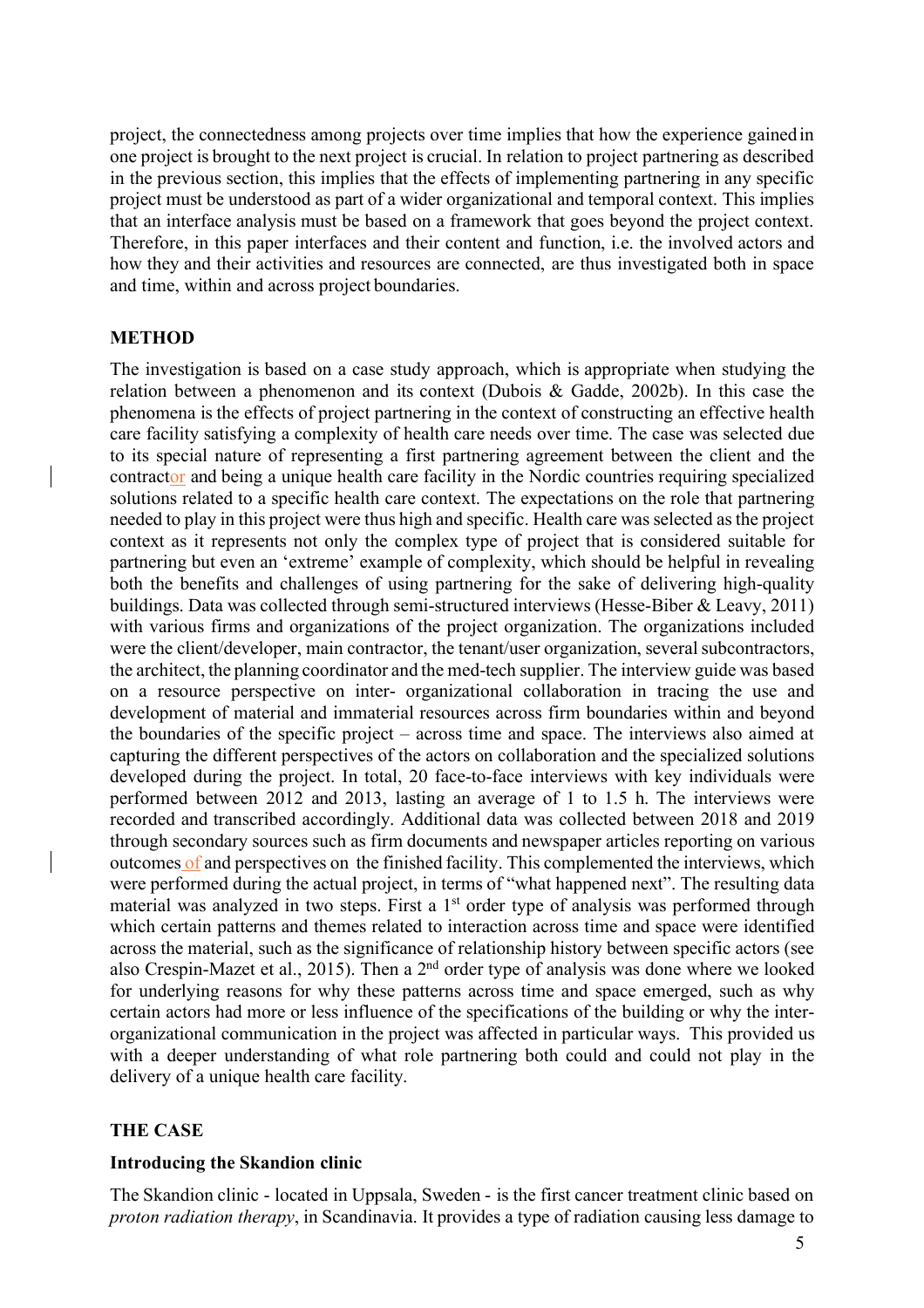project, the connectedness among projects over time implies that how the experience gained in one project is brought to the next project is crucial. In relation to project partnering as described in the previous section, this implies that the effects of implementing partnering in any specific project must be understood as part of a wider organizational and temporal context. This implies that an interface analysis must be based on a framework that goes beyond the project context. Therefore, in this paper interfaces and their content and function, i.e. the involved actors and how they and their activities and resources are connected, are thus investigated both in space and time, within and across project boundaries.

## METHOD

The investigation is based on a case study approach, which is appropriate when studying the relation between a phenomenon and its context (Dubois & Gadde, 2002b). In this case the phenomena is the effects of project partnering in the context of constructing an effective health care facility satisfying a complexity of health care needs over time. The case was selected due to its special nature of representing a first partnering agreement between the client and the contractor and being a unique health care facility in the Nordic countries requiring specialized solutions related to a specific health care context. The expectations on the role that partnering needed to play in this project were thus high and specific. Health care was selected as the project context as it represents not only the complex type of project that is considered suitable for partnering but even an 'extreme' example of complexity, which should be helpful in revealing both the benefits and challenges of using partnering for the sake of delivering high-quality buildings. Data was collected through semi-structured interviews (Hesse-Biber & Leavy, 2011) with various firms and organizations of the project organization. The organizations included were the client/developer, main contractor, the tenant/user organization, several subcontractors, the architect, the planning coordinator and the med-tech supplier. The interview guide was based on a resource perspective on inter- organizational collaboration in tracing the use and development of material and immaterial resources across firm boundaries within and beyond the boundaries of the specific project – across time and space. The interviews also aimed at capturing the different perspectives of the actors on collaboration and the specialized solutions developed during the project. In total, 20 face-to-face interviews with key individuals were performed between 2012 and 2013, lasting an average of 1 to 1.5 h. The interviews were recorded and transcribed accordingly. Additional data was collected between 2018 and 2019 through secondary sources such as firm documents and newspaper articles reporting on various outcomes of and perspectives on the finished facility. This complemented the interviews, which were performed during the actual project, in terms of "what happened next". The resulting data material was analyzed in two steps. First a 1st order type of analysis was performed through which certain patterns and themes related to interaction across time and space were identified across the material, such as the significance of relationship history between specific actors (see also Crespin-Mazet et al., 2015). Then a 2nd order type of analysis was done where we looked for underlying reasons for why these patterns across time and space emerged, such as why certain actors had more or less influence of the specifications of the building or why the inter-organizational communication in the project was affected in particular ways. This provided us with a deeper understanding of what role partnering both could and could not play in the delivery of a unique health care facility.

## THE CASE

### Introducing the Skandion clinic

The Skandion clinic - located in Uppsala, Sweden - is the first cancer treatment clinic based on *proton radiation therapy*, in Scandinavia. It provides a type of radiation causing less damage to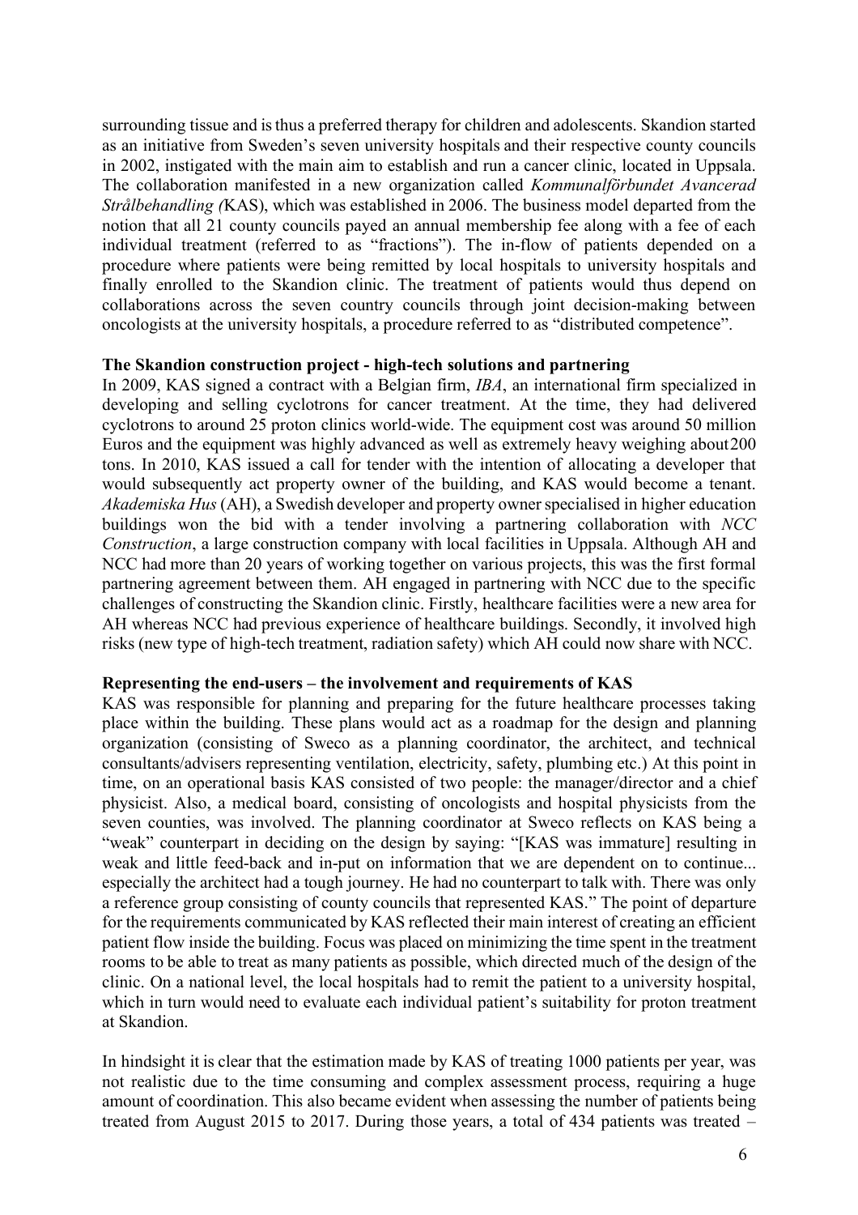surrounding tissue and is thus a preferred therapy for children and adolescents. Skandion started as an initiative from Sweden's seven university hospitals and their respective county councils in 2002, instigated with the main aim to establish and run a cancer clinic, located in Uppsala. The collaboration manifested in a new organization called *Kommunalförbundet Avancerad Strålbehandling (*KAS), which was established in 2006. The business model departed from the notion that all 21 county councils payed an annual membership fee along with a fee of each individual treatment (referred to as "fractions"). The in-flow of patients depended on a procedure where patients were being remitted by local hospitals to university hospitals and finally enrolled to the Skandion clinic. The treatment of patients would thus depend on collaborations across the seven country councils through joint decision-making between oncologists at the university hospitals, a procedure referred to as "distributed competence".

**The Skandion construction project - high-tech solutions and partnering**

In 2009, KAS signed a contract with a Belgian firm, *IBA*, an international firm specialized in developing and selling cyclotrons for cancer treatment. At the time, they had delivered cyclotrons to around 25 proton clinics world-wide. The equipment cost was around 50 million Euros and the equipment was highly advanced as well as extremely heavy weighing about200 tons. In 2010, KAS issued a call for tender with the intention of allocating a developer that would subsequently act property owner of the building, and KAS would become a tenant. *Akademiska Hus* (AH), a Swedish developer and property owner specialised in higher education buildings won the bid with a tender involving a partnering collaboration with *NCC Construction*, a large construction company with local facilities in Uppsala. Although AH and NCC had more than 20 years of working together on various projects, this was the first formal partnering agreement between them. AH engaged in partnering with NCC due to the specific challenges of constructing the Skandion clinic. Firstly, healthcare facilities were a new area for AH whereas NCC had previous experience of healthcare buildings. Secondly, it involved high risks (new type of high-tech treatment, radiation safety) which AH could now share with NCC.

**Representing the end-users – the involvement and requirements of KAS**

KAS was responsible for planning and preparing for the future healthcare processes taking place within the building. These plans would act as a roadmap for the design and planning organization (consisting of Sweco as a planning coordinator, the architect, and technical consultants/advisers representing ventilation, electricity, safety, plumbing etc.) At this point in time, on an operational basis KAS consisted of two people: the manager/director and a chief physicist. Also, a medical board, consisting of oncologists and hospital physicists from the seven counties, was involved. The planning coordinator at Sweco reflects on KAS being a "weak" counterpart in deciding on the design by saying: "[KAS was immature] resulting in weak and little feed-back and in-put on information that we are dependent on to continue... especially the architect had a tough journey. He had no counterpart to talk with. There was only a reference group consisting of county councils that represented KAS." The point of departure for the requirements communicated by KAS reflected their main interest of creating an efficient patient flow inside the building. Focus was placed on minimizing the time spent in the treatment rooms to be able to treat as many patients as possible, which directed much of the design of the clinic. On a national level, the local hospitals had to remit the patient to a university hospital, which in turn would need to evaluate each individual patient's suitability for proton treatment at Skandion.

In hindsight it is clear that the estimation made by KAS of treating 1000 patients per year, was not realistic due to the time consuming and complex assessment process, requiring a huge amount of coordination. This also became evident when assessing the number of patients being treated from August 2015 to 2017. During those years, a total of 434 patients was treated –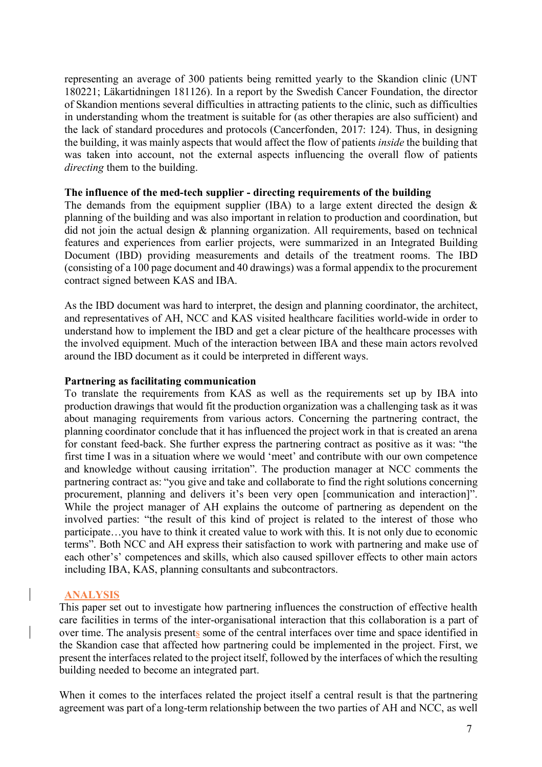representing an average of 300 patients being remitted yearly to the Skandion clinic (UNT 180221; Läkartidningen 181126). In a report by the Swedish Cancer Foundation, the director of Skandion mentions several difficulties in attracting patients to the clinic, such as difficulties in understanding whom the treatment is suitable for (as other therapies are also sufficient) and the lack of standard procedures and protocols (Cancerfonden, 2017: 124). Thus, in designing the building, it was mainly aspects that would affect the flow of patients *inside* the building that was taken into account, not the external aspects influencing the overall flow of patients *directing* them to the building.

**The influence of the med-tech supplier - directing requirements of the building**

The demands from the equipment supplier (IBA) to a large extent directed the design & planning of the building and was also important in relation to production and coordination, but did not join the actual design & planning organization. All requirements, based on technical features and experiences from earlier projects, were summarized in an Integrated Building Document (IBD) providing measurements and details of the treatment rooms. The IBD (consisting of a 100 page document and 40 drawings) was a formal appendix to the procurement contract signed between KAS and IBA.

As the IBD document was hard to interpret, the design and planning coordinator, the architect, and representatives of AH, NCC and KAS visited healthcare facilities world-wide in order to understand how to implement the IBD and get a clear picture of the healthcare processes with the involved equipment. Much of the interaction between IBA and these main actors revolved around the IBD document as it could be interpreted in different ways.

**Partnering as facilitating communication**

To translate the requirements from KAS as well as the requirements set up by IBA into production drawings that would fit the production organization was a challenging task as it was about managing requirements from various actors. Concerning the partnering contract, the planning coordinator conclude that it has influenced the project work in that is created an arena for constant feed-back. She further express the partnering contract as positive as it was: "the first time I was in a situation where we would 'meet' and contribute with our own competence and knowledge without causing irritation". The production manager at NCC comments the partnering contract as: "you give and take and collaborate to find the right solutions concerning procurement, planning and delivers it's been very open [communication and interaction]". While the project manager of AH explains the outcome of partnering as dependent on the involved parties: "the result of this kind of project is related to the interest of those who participate…you have to think it created value to work with this. It is not only due to economic terms". Both NCC and AH express their satisfaction to work with partnering and make use of each other's' competences and skills, which also caused spillover effects to other main actors including IBA, KAS, planning consultants and subcontractors.

## ANALYSIS

This paper set out to investigate how partnering influences the construction of effective health care facilities in terms of the inter-organisational interaction that this collaboration is a part of over time. The analysis presents some of the central interfaces over time and space identified in the Skandion case that affected how partnering could be implemented in the project. First, we present the interfaces related to the project itself, followed by the interfaces of which the resulting building needed to become an integrated part.

When it comes to the interfaces related the project itself a central result is that the partnering agreement was part of a long-term relationship between the two parties of AH and NCC, as well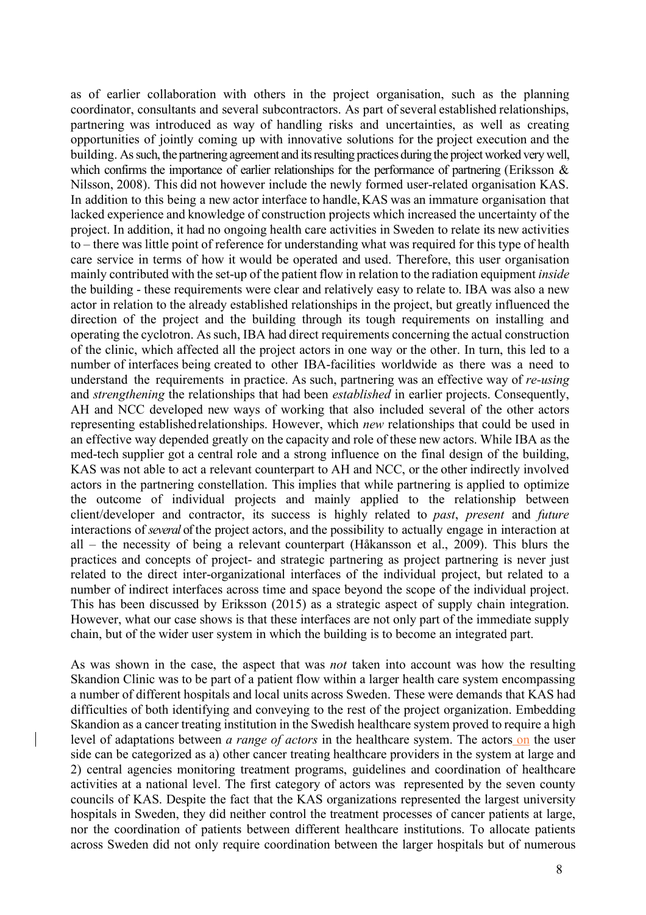as of earlier collaboration with others in the project organisation, such as the planning coordinator, consultants and several subcontractors. As part of several established relationships, partnering was introduced as way of handling risks and uncertainties, as well as creating opportunities of jointly coming up with innovative solutions for the project execution and the building. As such, the partnering agreement and its resulting practices during the project worked very well, which confirms the importance of earlier relationships for the performance of partnering (Eriksson & Nilsson, 2008). This did not however include the newly formed user-related organisation KAS. In addition to this being a new actor interface to handle, KAS was an immature organisation that lacked experience and knowledge of construction projects which increased the uncertainty of the project. In addition, it had no ongoing health care activities in Sweden to relate its new activities to – there was little point of reference for understanding what was required for this type of health care service in terms of how it would be operated and used. Therefore, this user organisation mainly contributed with the set-up of the patient flow in relation to the radiation equipment *inside* the building - these requirements were clear and relatively easy to relate to. IBA was also a new actor in relation to the already established relationships in the project, but greatly influenced the direction of the project and the building through its tough requirements on installing and operating the cyclotron. As such, IBA had direct requirements concerning the actual construction of the clinic, which affected all the project actors in one way or the other. In turn, this led to a number of interfaces being created to other IBA-facilities worldwide as there was a need to understand the requirements in practice. As such, partnering was an effective way of *re-using* and *strengthening* the relationships that had been *established* in earlier projects. Consequently, AH and NCC developed new ways of working that also included several of the other actors representing established relationships. However, which *new* relationships that could be used in an effective way depended greatly on the capacity and role of these new actors. While IBA as the med-tech supplier got a central role and a strong influence on the final design of the building, KAS was not able to act a relevant counterpart to AH and NCC, or the other indirectly involved actors in the partnering constellation. This implies that while partnering is applied to optimize the outcome of individual projects and mainly applied to the relationship between client/developer and contractor, its success is highly related to *past*, *present* and *future* interactions of *several* of the project actors, and the possibility to actually engage in interaction at all – the necessity of being a relevant counterpart (Håkansson et al., 2009). This blurs the practices and concepts of project- and strategic partnering as project partnering is never just related to the direct inter-organizational interfaces of the individual project, but related to a number of indirect interfaces across time and space beyond the scope of the individual project. This has been discussed by Eriksson (2015) as a strategic aspect of supply chain integration. However, what our case shows is that these interfaces are not only part of the immediate supply chain, but of the wider user system in which the building is to become an integrated part.

As was shown in the case, the aspect that was *not* taken into account was how the resulting Skandion Clinic was to be part of a patient flow within a larger health care system encompassing a number of different hospitals and local units across Sweden. These were demands that KAS had difficulties of both identifying and conveying to the rest of the project organization. Embedding Skandion as a cancer treating institution in the Swedish healthcare system proved to require a high level of adaptations between *a range of actors* in the healthcare system. The actors on the user side can be categorized as a) other cancer treating healthcare providers in the system at large and 2) central agencies monitoring treatment programs, guidelines and coordination of healthcare activities at a national level. The first category of actors was represented by the seven county councils of KAS. Despite the fact that the KAS organizations represented the largest university hospitals in Sweden, they did neither control the treatment processes of cancer patients at large, nor the coordination of patients between different healthcare institutions. To allocate patients across Sweden did not only require coordination between the larger hospitals but of numerous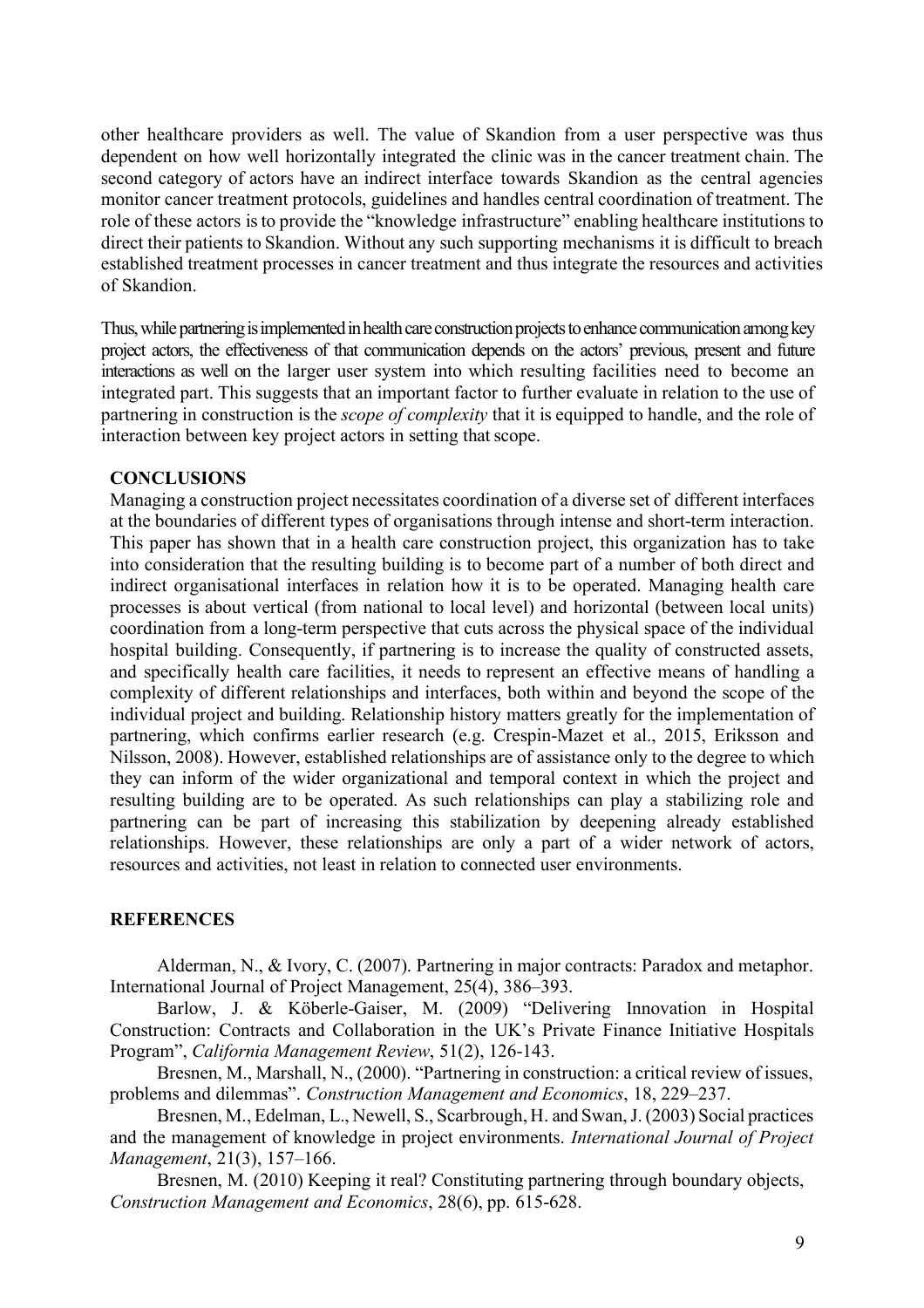other healthcare providers as well. The value of Skandion from a user perspective was thus dependent on how well horizontally integrated the clinic was in the cancer treatment chain. The second category of actors have an indirect interface towards Skandion as the central agencies monitor cancer treatment protocols, guidelines and handles central coordination of treatment. The role of these actors is to provide the "knowledge infrastructure" enabling healthcare institutions to direct their patients to Skandion. Without any such supporting mechanisms it is difficult to breach established treatment processes in cancer treatment and thus integrate the resources and activities of Skandion.

Thus, while partnering is implemented in health care construction projects to enhance communication among key project actors, the effectiveness of that communication depends on the actors' previous, present and future interactions as well on the larger user system into which resulting facilities need to become an integrated part. This suggests that an important factor to further evaluate in relation to the use of partnering in construction is the *scope of complexity* that it is equipped to handle, and the role of interaction between key project actors in setting that scope.

## CONCLUSIONS

Managing a construction project necessitates coordination of a diverse set of different interfaces at the boundaries of different types of organisations through intense and short-term interaction. This paper has shown that in a health care construction project, this organization has to take into consideration that the resulting building is to become part of a number of both direct and indirect organisational interfaces in relation how it is to be operated. Managing health care processes is about vertical (from national to local level) and horizontal (between local units) coordination from a long-term perspective that cuts across the physical space of the individual hospital building. Consequently, if partnering is to increase the quality of constructed assets, and specifically health care facilities, it needs to represent an effective means of handling a complexity of different relationships and interfaces, both within and beyond the scope of the individual project and building. Relationship history matters greatly for the implementation of partnering, which confirms earlier research (e.g. Crespin-Mazet et al., 2015, Eriksson and Nilsson, 2008). However, established relationships are of assistance only to the degree to which they can inform of the wider organizational and temporal context in which the project and resulting building are to be operated. As such relationships can play a stabilizing role and partnering can be part of increasing this stabilization by deepening already established relationships. However, these relationships are only a part of a wider network of actors, resources and activities, not least in relation to connected user environments.

## REFERENCES

Alderman, N., & Ivory, C. (2007). Partnering in major contracts: Paradox and metaphor. International Journal of Project Management, 25(4), 386–393.

Barlow, J. & Köberle-Gaiser, M. (2009) "Delivering Innovation in Hospital Construction: Contracts and Collaboration in the UK's Private Finance Initiative Hospitals Program", *California Management Review*, 51(2), 126-143.

Bresnen, M., Marshall, N., (2000). "Partnering in construction: a critical review of issues, problems and dilemmas". *Construction Management and Economics*, 18, 229–237.

Bresnen, M., Edelman, L., Newell, S., Scarbrough, H. and Swan, J. (2003) Social practices and the management of knowledge in project environments. *International Journal of Project Management*, 21(3), 157–166.

Bresnen, M. (2010) Keeping it real? Constituting partnering through boundary objects, *Construction Management and Economics*, 28(6), pp. 615-628.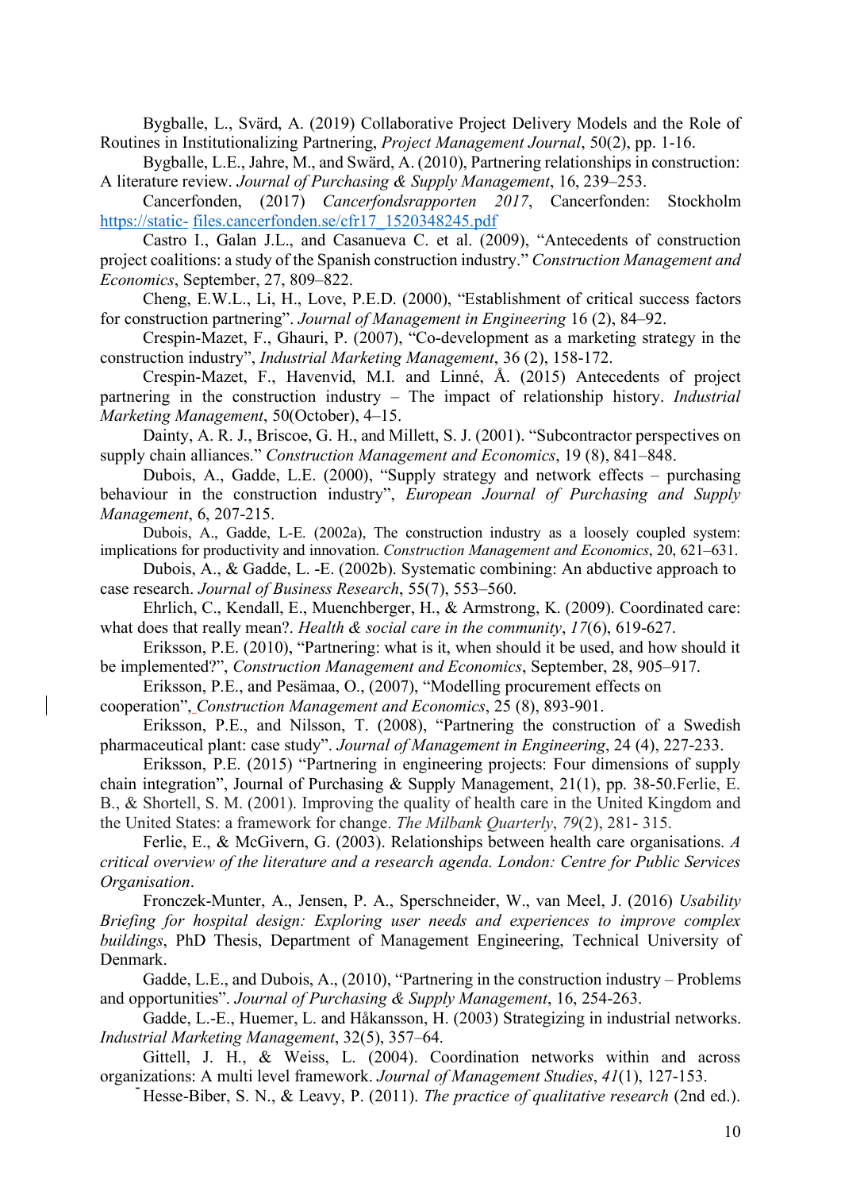Bygballe, L., Svärd, A. (2019) Collaborative Project Delivery Models and the Role of Routines in Institutionalizing Partnering, *Project Management Journal*, 50(2), pp. 1-16.

Bygballe, L.E., Jahre, M., and Swärd, A. (2010), Partnering relationships in construction: A literature review. *Journal of Purchasing & Supply Management*, 16, 239–253.

Cancerfonden, (2017) *Cancerfondsrapporten 2017*, Cancerfonden: Stockholm https://static- files.cancerfonden.se/cfr17_1520348245.pdf

Castro I., Galan J.L., and Casanueva C. et al. (2009), "Antecedents of construction project coalitions: a study of the Spanish construction industry." *Construction Management and Economics*, September, 27, 809–822.

Cheng, E.W.L., Li, H., Love, P.E.D. (2000), "Establishment of critical success factors for construction partnering". *Journal of Management in Engineering* 16 (2), 84–92.

Crespin-Mazet, F., Ghauri, P. (2007), "Co-development as a marketing strategy in the construction industry", *Industrial Marketing Management*, 36 (2), 158-172.

Crespin-Mazet, F., Havenvid, M.I. and Linné, Å. (2015) Antecedents of project partnering in the construction industry – The impact of relationship history. *Industrial Marketing Management*, 50(October), 4–15.

Dainty, A. R. J., Briscoe, G. H., and Millett, S. J. (2001). "Subcontractor perspectives on supply chain alliances." *Construction Management and Economics*, 19 (8), 841–848.

Dubois, A., Gadde, L.E. (2000), "Supply strategy and network effects – purchasing behaviour in the construction industry", *European Journal of Purchasing and Supply Management*, 6, 207-215.

Dubois, A., Gadde, L-E. (2002a), The construction industry as a loosely coupled system: implications for productivity and innovation. *Construction Management and Economics*, 20, 621–631.

Dubois, A., & Gadde, L. -E. (2002b). Systematic combining: An abductive approach to case research. *Journal of Business Research*, 55(7), 553–560.

Ehrlich, C., Kendall, E., Muenchberger, H., & Armstrong, K. (2009). Coordinated care: what does that really mean?. *Health & social care in the community*, *17*(6), 619-627.

Eriksson, P.E. (2010), "Partnering: what is it, when should it be used, and how should it be implemented?", *Construction Management and Economics*, September, 28, 905–917.

Eriksson, P.E., and Pesämaa, O., (2007), "Modelling procurement effects on cooperation", *Construction Management and Economics*, 25 (8), 893-901.

Eriksson, P.E., and Nilsson, T. (2008), "Partnering the construction of a Swedish pharmaceutical plant: case study". *Journal of Management in Engineering*, 24 (4), 227-233.

Eriksson, P.E. (2015) "Partnering in engineering projects: Four dimensions of supply chain integration", Journal of Purchasing & Supply Management, 21(1), pp. 38-50.Ferlie, E. B., & Shortell, S. M. (2001). Improving the quality of health care in the United Kingdom and the United States: a framework for change. *The Milbank Quarterly*, *79*(2), 281- 315.

Ferlie, E., & McGivern, G. (2003). Relationships between health care organisations. *A critical overview of the literature and a research agenda. London: Centre for Public Services Organisation*.

Fronczek-Munter, A., Jensen, P. A., Sperschneider, W., van Meel, J. (2016) *Usability Briefing for hospital design: Exploring user needs and experiences to improve complex buildings*, PhD Thesis, Department of Management Engineering, Technical University of Denmark.

Gadde, L.E., and Dubois, A., (2010), "Partnering in the construction industry – Problems and opportunities". *Journal of Purchasing & Supply Management*, 16, 254-263.

Gadde, L.-E., Huemer, L. and Håkansson, H. (2003) Strategizing in industrial networks. *Industrial Marketing Management*, 32(5), 357–64.

Gittell, J. H., & Weiss, L. (2004). Coordination networks within and across organizations: A multi level framework. *Journal of Management Studies*, *41*(1), 127-153.

Hesse-Biber, S. N., & Leavy, P. (2011). *The practice of qualitative research* (2nd ed.).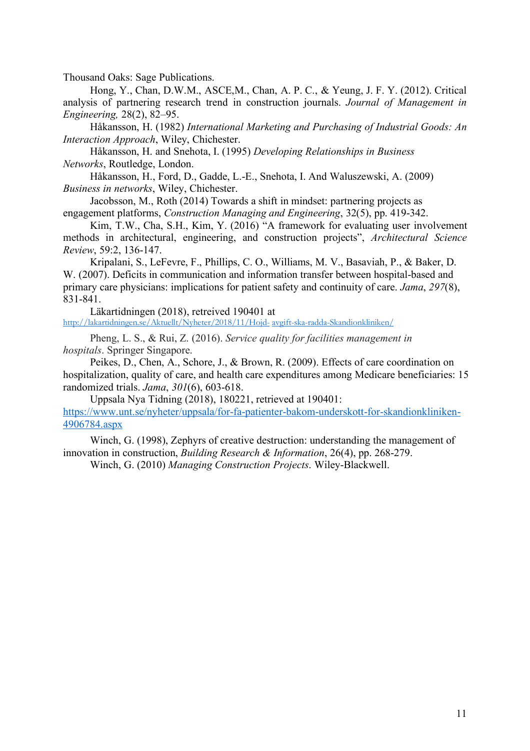Thousand Oaks: Sage Publications.

Hong, Y., Chan, D.W.M., ASCE,M., Chan, A. P. C., & Yeung, J. F. Y. (2012). Critical analysis of partnering research trend in construction journals. *Journal of Management in Engineering,* 28(2), 82–95.

Håkansson, H. (1982) *International Marketing and Purchasing of Industrial Goods: An Interaction Approach*, Wiley, Chichester.

Håkansson, H. and Snehota, I. (1995) *Developing Relationships in Business Networks*, Routledge, London.

Håkansson, H., Ford, D., Gadde, L.-E., Snehota, I. And Waluszewski, A. (2009) *Business in networks*, Wiley, Chichester.

Jacobsson, M., Roth (2014) Towards a shift in mindset: partnering projects as engagement platforms, *Construction Managing and Engineering*, 32(5), pp. 419-342.

Kim, T.W., Cha, S.H., Kim, Y. (2016) "A framework for evaluating user involvement methods in architectural, engineering, and construction projects", *Architectural Science Review*, 59:2, 136-147.

Kripalani, S., LeFevre, F., Phillips, C. O., Williams, M. V., Basaviah, P., & Baker, D. W. (2007). Deficits in communication and information transfer between hospital-based and primary care physicians: implications for patient safety and continuity of care. *Jama*, *297*(8), 831-841.

Läkartidningen (2018), retreived 190401 at http://lakartidningen.se/Aktuellt/Nyheter/2018/11/Hojd- avgift-ska-radda-Skandionkliniken/

Pheng, L. S., & Rui, Z. (2016). *Service quality for facilities management in hospitals*. Springer Singapore.

Peikes, D., Chen, A., Schore, J., & Brown, R. (2009). Effects of care coordination on hospitalization, quality of care, and health care expenditures among Medicare beneficiaries: 15 randomized trials. *Jama*, *301*(6), 603-618.

Uppsala Nya Tidning (2018), 180221, retrieved at 190401: https://www.unt.se/nyheter/uppsala/for-fa-patienter-bakom-underskott-for-skandionkliniken-4906784.aspx

Winch, G. (1998), Zephyrs of creative destruction: understanding the management of innovation in construction, *Building Research & Information*, 26(4), pp. 268-279.

Winch, G. (2010) *Managing Construction Projects*. Wiley-Blackwell.